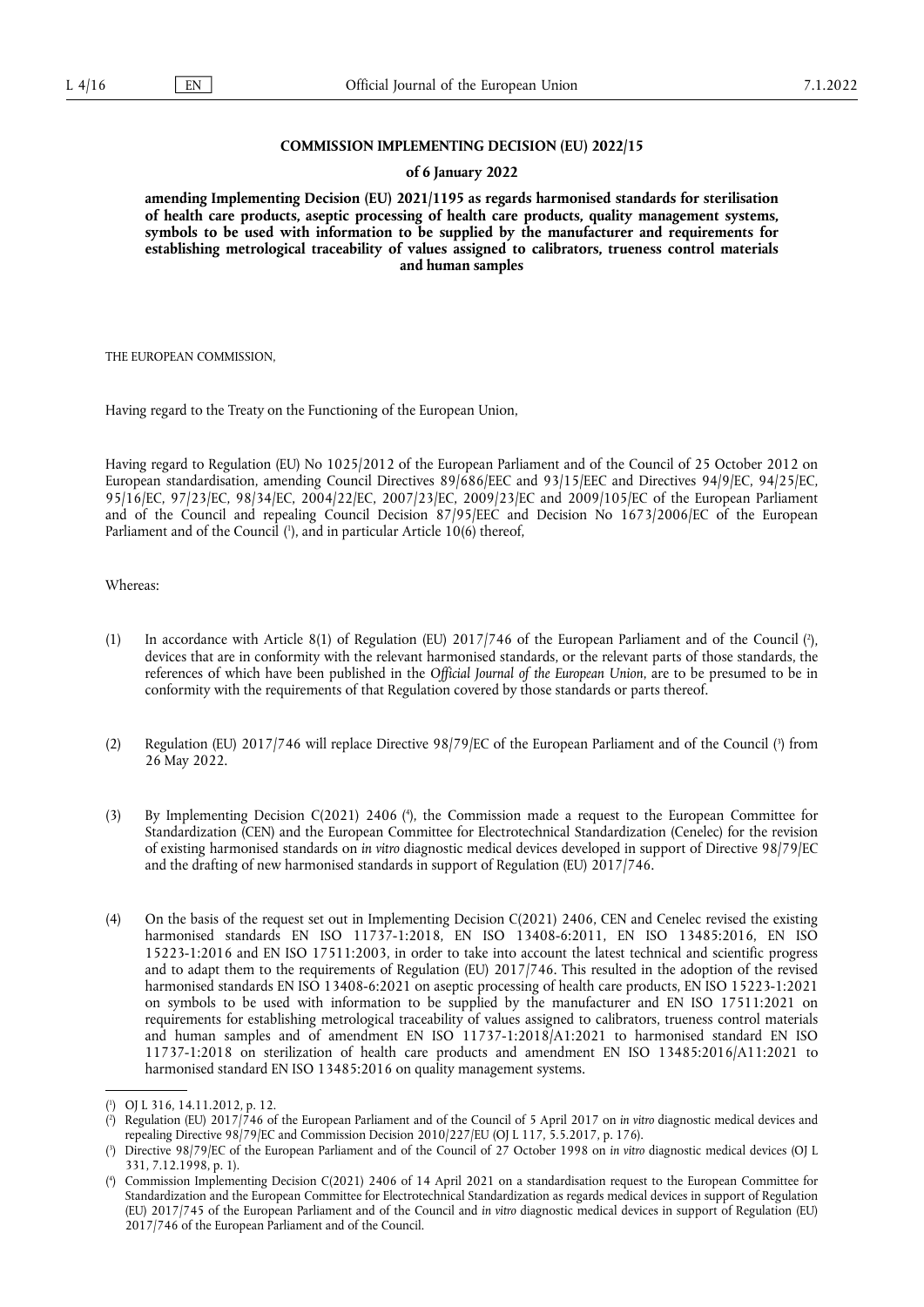**COMMISSION IMPLEMENTING DECISION (EU) 2022/15**

**of 6 January 2022**

**amending Implementing Decision (EU) 2021/1195 as regards harmonised standards for sterilisation of health care products, aseptic processing of health care products, quality management systems, symbols to be used with information to be supplied by the manufacturer and requirements for establishing metrological traceability of values assigned to calibrators, trueness control materials and human samples**

THE EUROPEAN COMMISSION,

Having regard to the Treaty on the Functioning of the European Union,

Having regard to Regulation (EU) No 1025/2012 of the European Parliament and of the Council of 25 October 2012 on European standardisation, amending Council Directives 89/686/EEC and 93/15/EEC and Directives 94/9/EC, 94/25/EC, 95/16/EC, 97/23/EC, 98/34/EC, 2004/22/EC, 2007/23/EC, 2009/23/EC and 2009/105/EC of the European Parliament and of the Council and repealing Council Decision 87/95/EEC and Decision No 1673/2006/EC of the European Parliament and of the Council ([1]), and in particular Article 10(6) thereof,

Whereas:

(1) In accordance with Article 8(1) of Regulation (EU) 2017/746 of the European Parliament and of the Council ([2]), devices that are in conformity with the relevant harmonised standards, or the relevant parts of those standards, the references of which have been published in the *Official Journal of the European Union*, are to be presumed to be in conformity with the requirements of that Regulation covered by those standards or parts thereof.

(2) Regulation (EU) 2017/746 will replace Directive 98/79/EC of the European Parliament and of the Council ([3]) from 26 May 2022.

(3) By Implementing Decision C(2021) 2406 ([4]), the Commission made a request to the European Committee for Standardization (CEN) and the European Committee for Electrotechnical Standardization (Cenelec) for the revision of existing harmonised standards on *in vitro* diagnostic medical devices developed in support of Directive 98/79/EC and the drafting of new harmonised standards in support of Regulation (EU) 2017/746.

(4) On the basis of the request set out in Implementing Decision C(2021) 2406, CEN and Cenelec revised the existing harmonised standards EN ISO 11737-1:2018, EN ISO 13408-6:2011, EN ISO 13485:2016, EN ISO 15223-1:2016 and EN ISO 17511:2003, in order to take into account the latest technical and scientific progress and to adapt them to the requirements of Regulation (EU) 2017/746. This resulted in the adoption of the revised harmonised standards EN ISO 13408-6:2021 on aseptic processing of health care products, EN ISO 15223-1:2021 on symbols to be used with information to be supplied by the manufacturer and EN ISO 17511:2021 on requirements for establishing metrological traceability of values assigned to calibrators, trueness control materials and human samples and of amendment EN ISO 11737-1:2018/A1:2021 to harmonised standard EN ISO 11737-1:2018 on sterilization of health care products and amendment EN ISO 13485:2016/A11:2021 to harmonised standard EN ISO 13485:2016 on quality management systems.

---

([1]) OJ L 316, 14.11.2012, p. 12.

([2]) Regulation (EU) 2017/746 of the European Parliament and of the Council of 5 April 2017 on *in vitro* diagnostic medical devices and repealing Directive 98/79/EC and Commission Decision 2010/227/EU (OJ L 117, 5.5.2017, p. 176).

([3]) Directive 98/79/EC of the European Parliament and of the Council of 27 October 1998 on *in vitro* diagnostic medical devices (OJ L 331, 7.12.1998, p. 1).

([4]) Commission Implementing Decision C(2021) 2406 of 14 April 2021 on a standardisation request to the European Committee for Standardization and the European Committee for Electrotechnical Standardization as regards medical devices in support of Regulation (EU) 2017/745 of the European Parliament and of the Council and *in vitro* diagnostic medical devices in support of Regulation (EU) 2017/746 of the European Parliament and of the Council.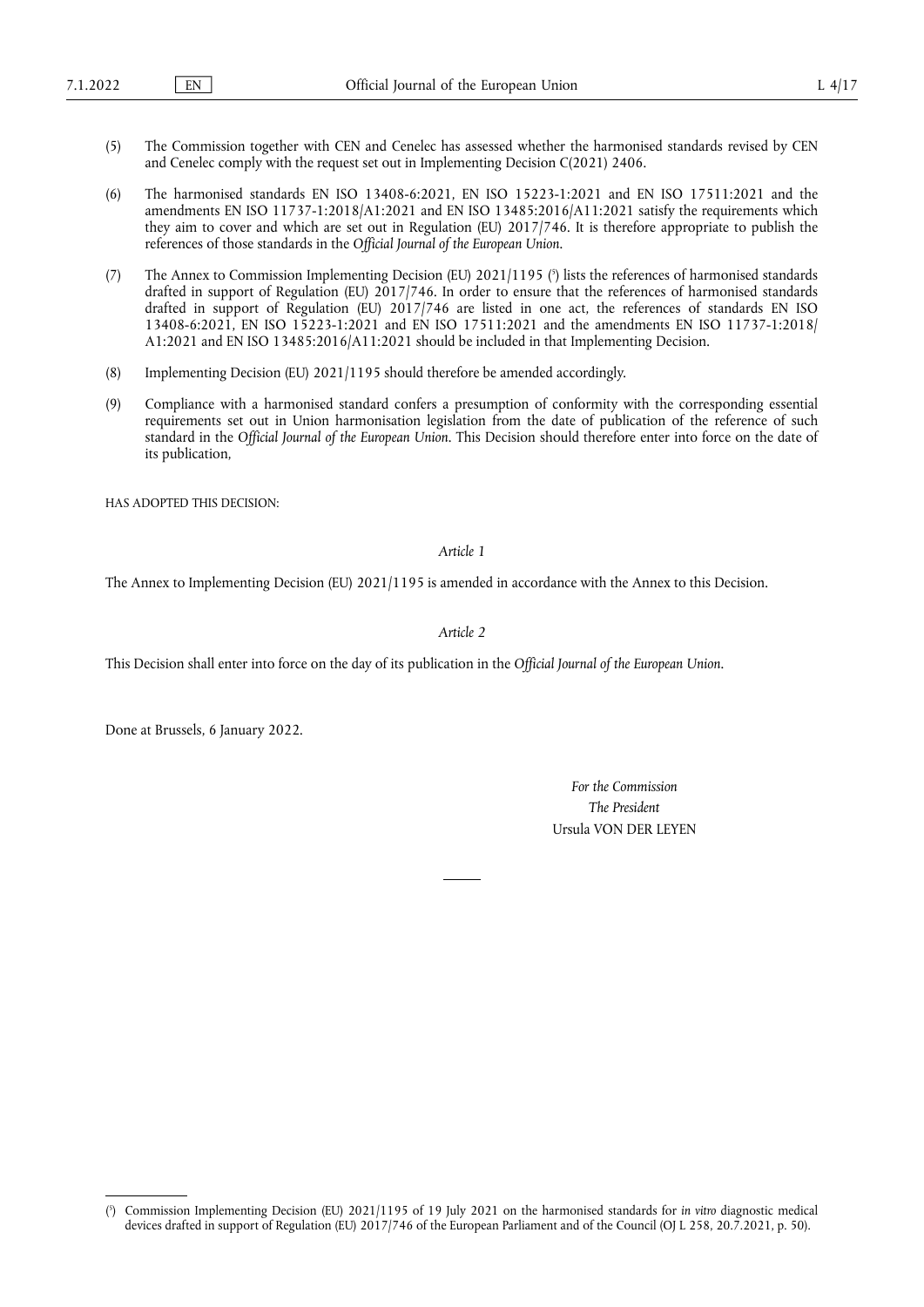(5) The Commission together with CEN and Cenelec has assessed whether the harmonised standards revised by CEN and Cenelec comply with the request set out in Implementing Decision C(2021) 2406.

(6) The harmonised standards EN ISO 13408-6:2021, EN ISO 15223-1:2021 and EN ISO 17511:2021 and the amendments EN ISO 11737-1:2018/A1:2021 and EN ISO 13485:2016/A11:2021 satisfy the requirements which they aim to cover and which are set out in Regulation (EU) 2017/746. It is therefore appropriate to publish the references of those standards in the *Official Journal of the European Union*.

(7) The Annex to Commission Implementing Decision (EU) 2021/1195 ([5]) lists the references of harmonised standards drafted in support of Regulation (EU) 2017/746. In order to ensure that the references of harmonised standards drafted in support of Regulation (EU) 2017/746 are listed in one act, the references of standards EN ISO 13408-6:2021, EN ISO 15223-1:2021 and EN ISO 17511:2021 and the amendments EN ISO 11737-1:2018/A1:2021 and EN ISO 13485:2016/A11:2021 should be included in that Implementing Decision.

(8) Implementing Decision (EU) 2021/1195 should therefore be amended accordingly.

(9) Compliance with a harmonised standard confers a presumption of conformity with the corresponding essential requirements set out in Union harmonisation legislation from the date of publication of the reference of such standard in the *Official Journal of the European Union*. This Decision should therefore enter into force on the date of its publication,

HAS ADOPTED THIS DECISION:

*Article 1*

The Annex to Implementing Decision (EU) 2021/1195 is amended in accordance with the Annex to this Decision.

*Article 2*

This Decision shall enter into force on the day of its publication in the *Official Journal of the European Union*.

Done at Brussels, 6 January 2022.

*For the Commission*
*The President*
Ursula VON DER LEYEN

---

([5]) Commission Implementing Decision (EU) 2021/1195 of 19 July 2021 on the harmonised standards for *in vitro* diagnostic medical devices drafted in support of Regulation (EU) 2017/746 of the European Parliament and of the Council (OJ L 258, 20.7.2021, p. 50).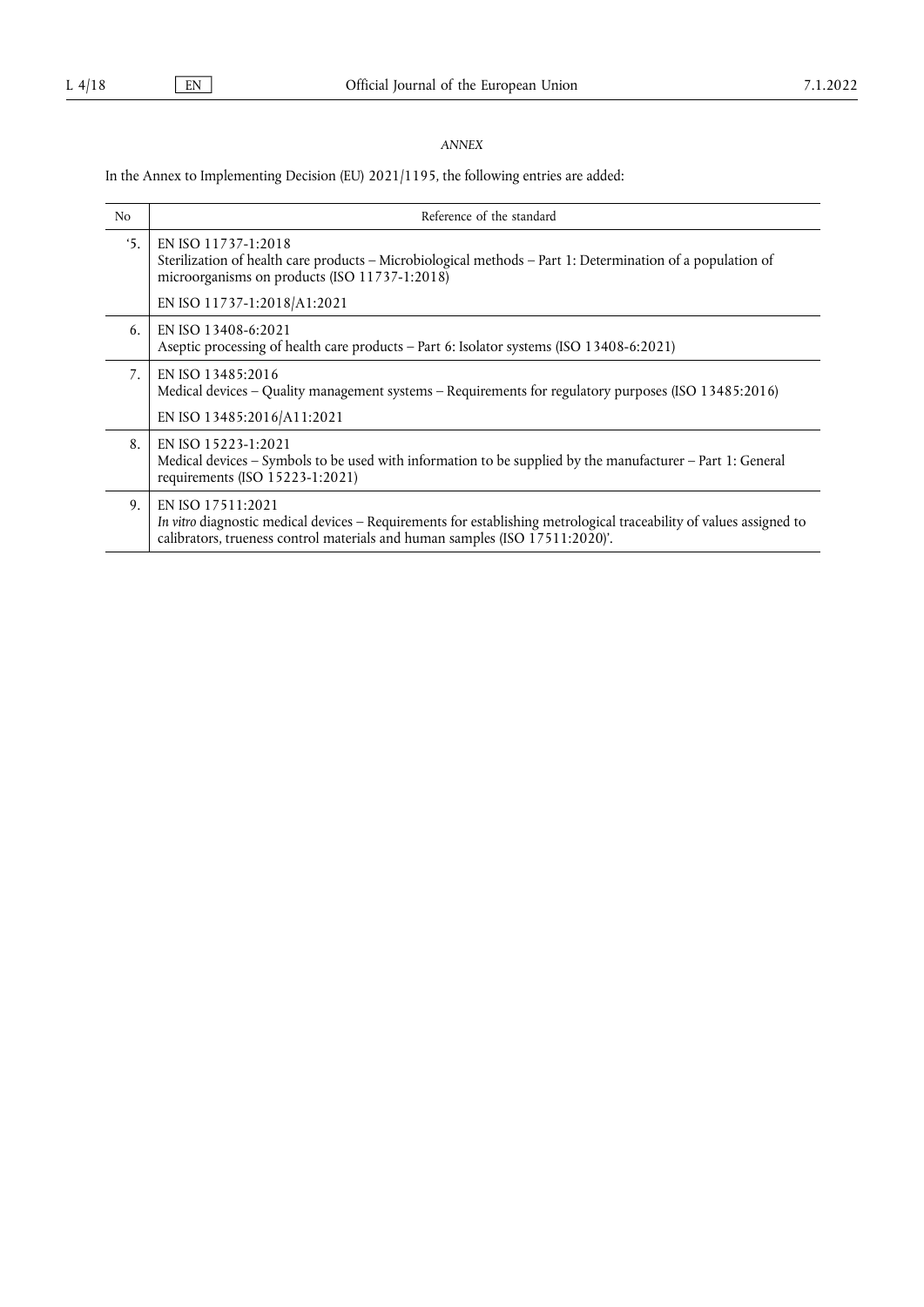*ANNEX*

In the Annex to Implementing Decision (EU) 2021/1195, the following entries are added:

| No | Reference of the standard |
|---|---|
| '5. | EN ISO 11737-1:2018<br>Sterilization of health care products – Microbiological methods – Part 1: Determination of a population of microorganisms on products (ISO 11737-1:2018)<br><br>EN ISO 11737-1:2018/A1:2021 |
| 6. | EN ISO 13408-6:2021<br>Aseptic processing of health care products – Part 6: Isolator systems (ISO 13408-6:2021) |
| 7. | EN ISO 13485:2016<br>Medical devices – Quality management systems – Requirements for regulatory purposes (ISO 13485:2016)<br><br>EN ISO 13485:2016/A11:2021 |
| 8. | EN ISO 15223-1:2021<br>Medical devices – Symbols to be used with information to be supplied by the manufacturer – Part 1: General requirements (ISO 15223-1:2021) |
| 9. | EN ISO 17511:2021<br>*In vitro* diagnostic medical devices – Requirements for establishing metrological traceability of values assigned to calibrators, trueness control materials and human samples (ISO 17511:2020)'. |